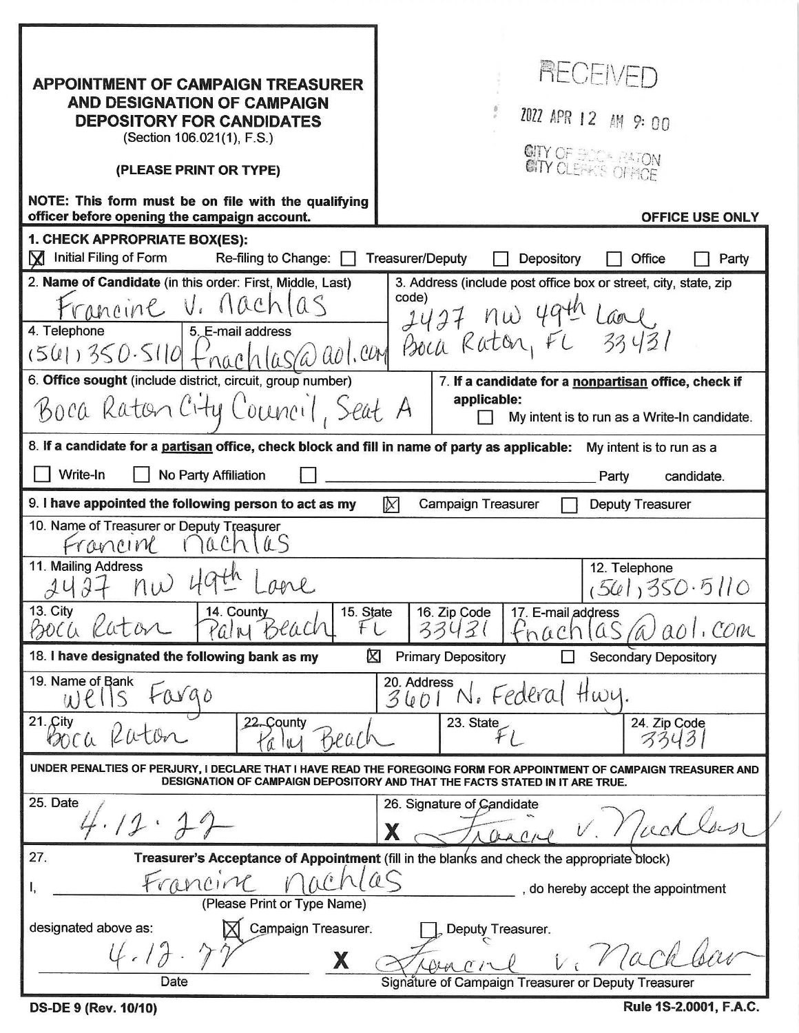# APPOINTMENT OF CAMPAIGN TREASURER AND DESIGNATION OF CAMPAIGN DEPOSITORY FOR CANDIDATES

(Section 106.021(1), F.S.)

**(PLEASE PRINT OR TYPE)**

**NOTE: This form must be on file with the qualifying officer before opening the campaign account.**

RECEIVED
2022 APR 12 AM 9:00
CITY OF BOCA RATON
CITY CLERK'S OFFICE

**OFFICE USE ONLY**

**1. CHECK APPROPRIATE BOX(ES):**

☒ Initial Filing of Form  Re-filing to Change: ☐ Treasurer/Deputy ☐ Depository ☐ Office ☐ Party

| **2. Name of Candidate** (in this order: First, Middle, Last) | 3. Address (include post office box or street, city, state, zip code) |
|---|---|
| Francine V. Nachlas | 2427 NW 49th Lane, Boca Raton, FL 33431 |

| 4. Telephone | 5. E-mail address |
|---|---|
| (561) 350-5110 | fnachlas@aol.com |

| **6. Office sought** (include district, circuit, group number) | **7. If a candidate for a nonpartisan office, check if applicable:** |
|---|---|
| Boca Raton City Council, Seat A | ☐ My intent is to run as a Write-In candidate. |

**8. If a candidate for a partisan office, check block and fill in name of party as applicable:** My intent is to run as a

☐ Write-In ☐ No Party Affiliation ☐ ____________ Party candidate.

**9. I have appointed the following person to act as my** ☒ Campaign Treasurer ☐ Deputy Treasurer

| 10. Name of Treasurer or Deputy Treasurer | | | | |
|---|---|---|---|---|
| Francine Nachlas | | | | |
| **11. Mailing Address** | | | | **12. Telephone** |
| 2427 NW 49th Lane | | | | (561) 350-5110 |
| **13. City** | **14. County** | **15. State** | **16. Zip Code** | **17. E-mail address** |
| Boca Raton | Palm Beach | FL | 33431 | fnachlas@aol.com |

**18. I have designated the following bank as my** ☒ Primary Depository ☐ Secondary Depository

| 19. Name of Bank | | 20. Address | |
|---|---|---|---|
| Wells Fargo | | 3601 N. Federal Hwy. | |
| **21. City** | **22. County** | **23. State** | **24. Zip Code** |
| Boca Raton | Palm Beach | FL | 33431 |

**UNDER PENALTIES OF PERJURY, I DECLARE THAT I HAVE READ THE FOREGOING FORM FOR APPOINTMENT OF CAMPAIGN TREASURER AND DESIGNATION OF CAMPAIGN DEPOSITORY AND THAT THE FACTS STATED IN IT ARE TRUE.**

| 25. Date | 26. Signature of Candidate |
|---|---|
| 4.12.22 | X Francine V. Nachlas |

**27. Treasurer's Acceptance of Appointment** (fill in the blanks and check the appropriate block)

I, Francine Nachlas (Please Print or Type Name), do hereby accept the appointment

designated above as: ☒ Campaign Treasurer. ☐ Deputy Treasurer.

4.12.22 X Francine V. Nachlas

Date  Signature of Campaign Treasurer or Deputy Treasurer

**DS-DE 9 (Rev. 10/10)** **Rule 1S-2.0001, F.A.C.**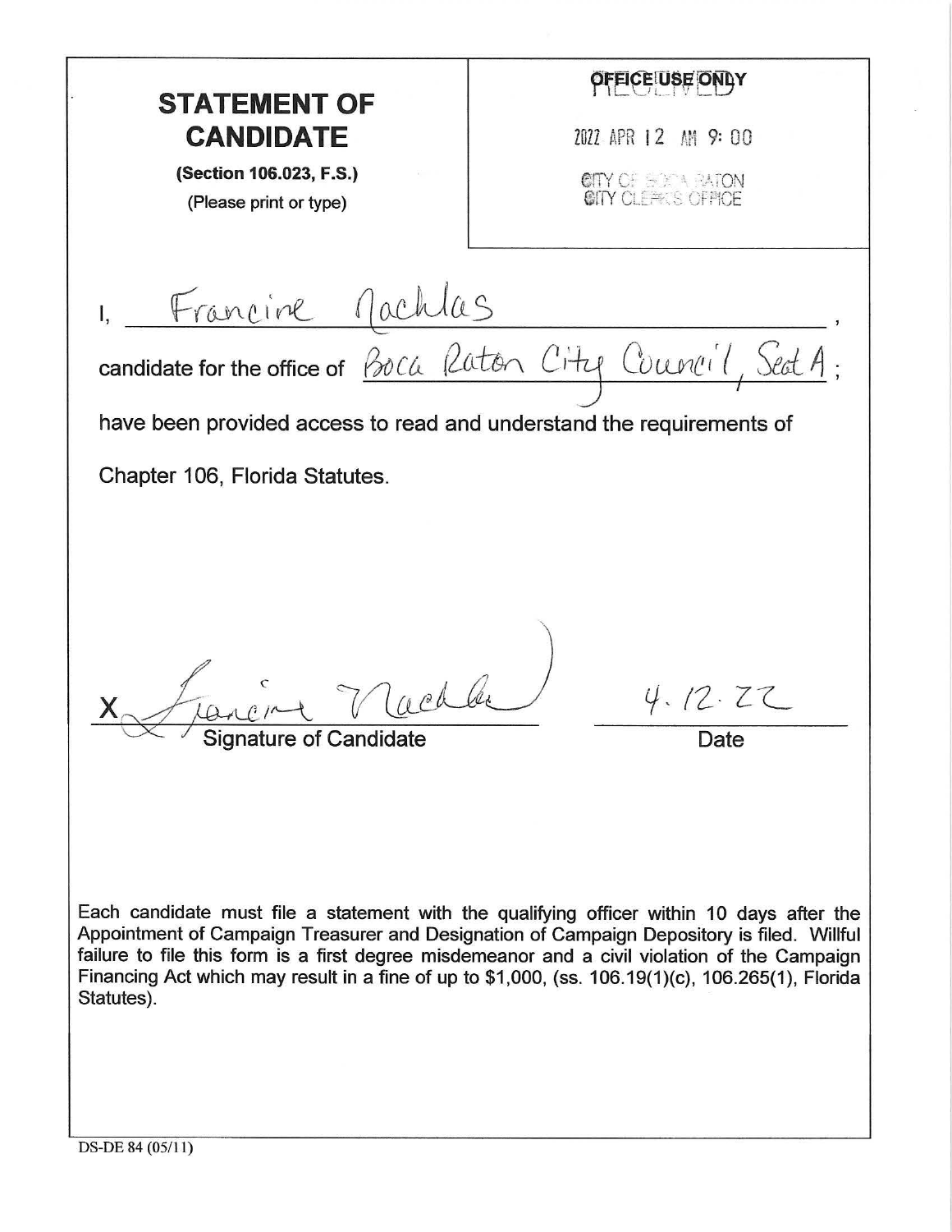# STATEMENT OF CANDIDATE

**(Section 106.023, F.S.)**

(Please print or type)

OFFICE USE ONLY

RECEIVED

2022 APR 12 AM 9:00

CITY OF BOCA RATON
CITY CLERK'S OFFICE

I, Francine Nachlas,

candidate for the office of Boca Raton City Council, Seat A;

have been provided access to read and understand the requirements of Chapter 106, Florida Statutes.

X Francine Nachlas
Signature of Candidate

4.12.22
Date

Each candidate must file a statement with the qualifying officer within 10 days after the Appointment of Campaign Treasurer and Designation of Campaign Depository is filed. Willful failure to file this form is a first degree misdemeanor and a civil violation of the Campaign Financing Act which may result in a fine of up to $1,000, (ss. 106.19(1)(c), 106.265(1), Florida Statutes).

DS-DE 84 (05/11)